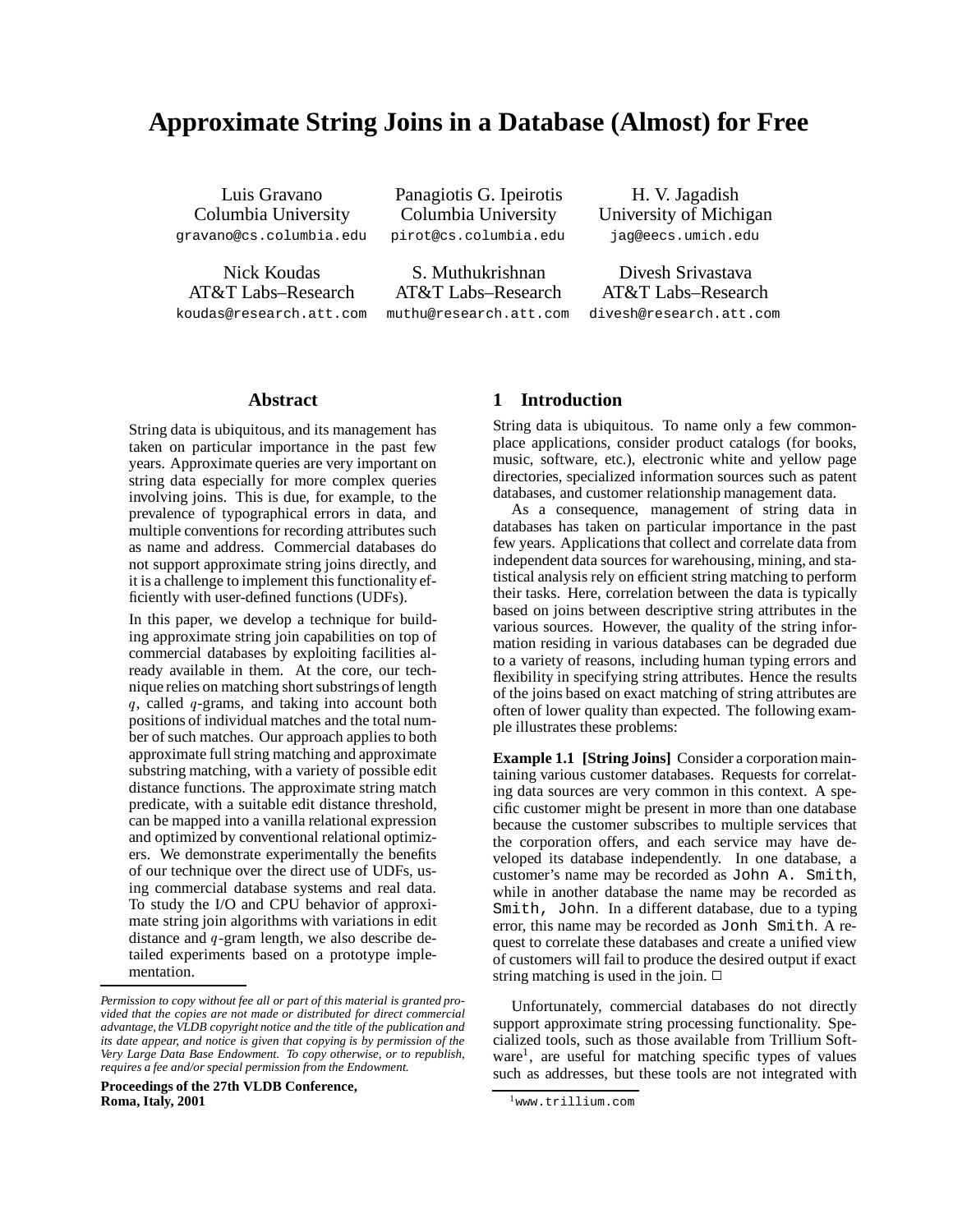# Approximate String Joins in a Database (Almost) for Free

Luis Gravano
Columbia University
gravano@cs.columbia.edu

Panagiotis G. Ipeirotis
Columbia University
pirot@cs.columbia.edu

H. V. Jagadish
University of Michigan
jag@eecs.umich.edu

Nick Koudas
AT&T Labs–Research
koudas@research.att.com

S. Muthukrishnan
AT&T Labs–Research
muthu@research.att.com

Divesh Srivastava
AT&T Labs–Research
divesh@research.att.com

## Abstract

String data is ubiquitous, and its management has taken on particular importance in the past few years. Approximate queries are very important on string data especially for more complex queries involving joins. This is due, for example, to the prevalence of typographical errors in data, and multiple conventions for recording attributes such as name and address. Commercial databases do not support approximate string joins directly, and it is a challenge to implement this functionality efficiently with user-defined functions (UDFs).

In this paper, we develop a technique for building approximate string join capabilities on top of commercial databases by exploiting facilities already available in them. At the core, our technique relies on matching short substrings of length $q$, called $q$-grams, and taking into account both positions of individual matches and the total number of such matches. Our approach applies to both approximate full string matching and approximate substring matching, with a variety of possible edit distance functions. The approximate string match predicate, with a suitable edit distance threshold, can be mapped into a vanilla relational expression and optimized by conventional relational optimizers. We demonstrate experimentally the benefits of our technique over the direct use of UDFs, using commercial database systems and real data. To study the I/O and CPU behavior of approximate string join algorithms with variations in edit distance and $q$-gram length, we also describe detailed experiments based on a prototype implementation.

*Permission to copy without fee all or part of this material is granted provided that the copies are not made or distributed for direct commercial advantage, the VLDB copyright notice and the title of the publication and its date appear, and notice is given that copying is by permission of the Very Large Data Base Endowment. To copy otherwise, or to republish, requires a fee and/or special permission from the Endowment.*

**Proceedings of the 27th VLDB Conference, Roma, Italy, 2001**

## 1 Introduction

String data is ubiquitous. To name only a few commonplace applications, consider product catalogs (for books, music, software, etc.), electronic white and yellow page directories, specialized information sources such as patent databases, and customer relationship management data.

As a consequence, management of string data in databases has taken on particular importance in the past few years. Applications that collect and correlate data from independent data sources for warehousing, mining, and statistical analysis rely on efficient string matching to perform their tasks. Here, correlation between the data is typically based on joins between descriptive string attributes in the various sources. However, the quality of the string information residing in various databases can be degraded due to a variety of reasons, including human typing errors and flexibility in specifying string attributes. Hence the results of the joins based on exact matching of string attributes are often of lower quality than expected. The following example illustrates these problems:

**Example 1.1 [String Joins]** Consider a corporation maintaining various customer databases. Requests for correlating data sources are very common in this context. A specific customer might be present in more than one database because the customer subscribes to multiple services that the corporation offers, and each service may have developed its database independently. In one database, a customer's name may be recorded as `John A. Smith`, while in another database the name may be recorded as `Smith, John`. In a different database, due to a typing error, this name may be recorded as `Jonh Smith`. A request to correlate these databases and create a unified view of customers will fail to produce the desired output if exact string matching is used in the join. □

Unfortunately, commercial databases do not directly support approximate string processing functionality. Specialized tools, such as those available from Trillium Software[1], are useful for matching specific types of values such as addresses, but these tools are not integrated with

[1] www.trillium.com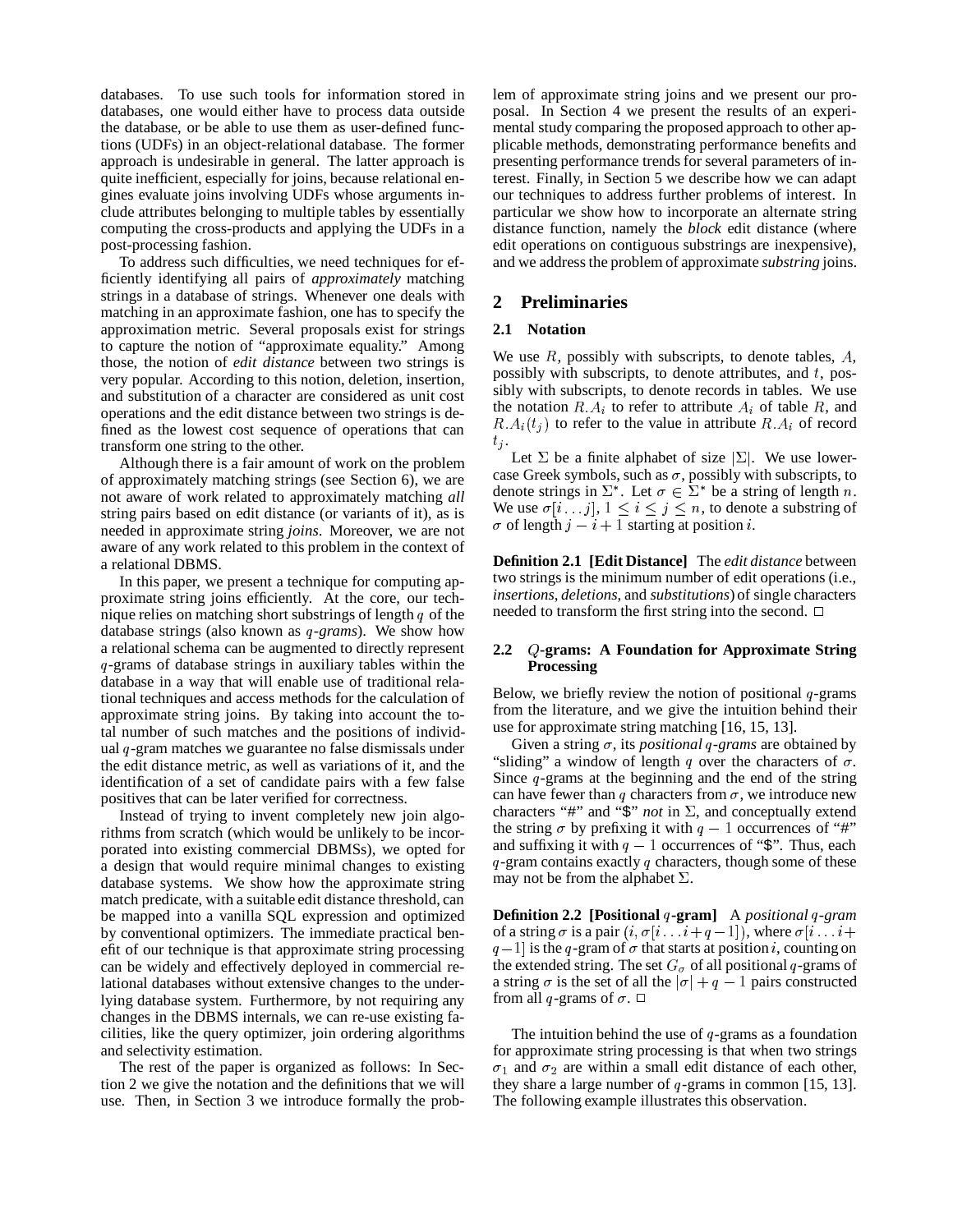databases. To use such tools for information stored in databases, one would either have to process data outside the database, or be able to use them as user-defined functions (UDFs) in an object-relational database. The former approach is undesirable in general. The latter approach is quite inefficient, especially for joins, because relational engines evaluate joins involving UDFs whose arguments include attributes belonging to multiple tables by essentially computing the cross-products and applying the UDFs in a post-processing fashion.

To address such difficulties, we need techniques for efficiently identifying all pairs of *approximately* matching strings in a database of strings. Whenever one deals with matching in an approximate fashion, one has to specify the approximation metric. Several proposals exist for strings to capture the notion of "approximate equality." Among those, the notion of *edit distance* between two strings is very popular. According to this notion, deletion, insertion, and substitution of a character are considered as unit cost operations and the edit distance between two strings is defined as the lowest cost sequence of operations that can transform one string to the other.

Although there is a fair amount of work on the problem of approximately matching strings (see Section 6), we are not aware of work related to approximately matching *all* string pairs based on edit distance (or variants of it), as is needed in approximate string *joins*. Moreover, we are not aware of any work related to this problem in the context of a relational DBMS.

In this paper, we present a technique for computing approximate string joins efficiently. At the core, our technique relies on matching short substrings of length $q$ of the database strings (also known as $q$-*grams*). We show how a relational schema can be augmented to directly represent $q$-grams of database strings in auxiliary tables within the database in a way that will enable use of traditional relational techniques and access methods for the calculation of approximate string joins. By taking into account the total number of such matches and the positions of individual $q$-gram matches we guarantee no false dismissals under the edit distance metric, as well as variations of it, and the identification of a set of candidate pairs with a few false positives that can be later verified for correctness.

Instead of trying to invent completely new join algorithms from scratch (which would be unlikely to be incorporated into existing commercial DBMSs), we opted for a design that would require minimal changes to existing database systems. We show how the approximate string match predicate, with a suitable edit distance threshold, can be mapped into a vanilla SQL expression and optimized by conventional optimizers. The immediate practical benefit of our technique is that approximate string processing can be widely and effectively deployed in commercial relational databases without extensive changes to the underlying database system. Furthermore, by not requiring any changes in the DBMS internals, we can re-use existing facilities, like the query optimizer, join ordering algorithms and selectivity estimation.

The rest of the paper is organized as follows: In Section 2 we give the notation and the definitions that we will use. Then, in Section 3 we introduce formally the problem of approximate string joins and we present our proposal. In Section 4 we present the results of an experimental study comparing the proposed approach to other applicable methods, demonstrating performance benefits and presenting performance trends for several parameters of interest. Finally, in Section 5 we describe how we can adapt our techniques to address further problems of interest. In particular we show how to incorporate an alternate string distance function, namely the *block* edit distance (where edit operations on contiguous substrings are inexpensive), and we address the problem of approximate *substring* joins.

## 2 Preliminaries

### 2.1 Notation

We use $R$, possibly with subscripts, to denote tables, $A$, possibly with subscripts, to denote attributes, and $t$, possibly with subscripts, to denote records in tables. We use the notation $R.A_i$ to refer to attribute $A_i$ of table $R$, and $R.A_i(t_j)$ to refer to the value in attribute $R.A_i$ of record $t_j$.

Let $\Sigma$ be a finite alphabet of size $|\Sigma|$. We use lowercase Greek symbols, such as $\sigma$, possibly with subscripts, to denote strings in $\Sigma^*$. Let $\sigma \in \Sigma^*$ be a string of length $n$. We use $\sigma[i \ldots j]$, $1 \leq i \leq j \leq n$, to denote a substring of $\sigma$ of length $j - i + 1$ starting at position $i$.

**Definition 2.1 [Edit Distance]** The *edit distance* between two strings is the minimum number of edit operations (i.e., *insertions*, *deletions*, and *substitutions*) of single characters needed to transform the first string into the second. □

### 2.2 $Q$-grams: A Foundation for Approximate String Processing

Below, we briefly review the notion of positional $q$-grams from the literature, and we give the intuition behind their use for approximate string matching [16, 15, 13].

Given a string $\sigma$, its *positional* $q$-*grams* are obtained by "sliding" a window of length $q$ over the characters of $\sigma$. Since $q$-grams at the beginning and the end of the string can have fewer than $q$ characters from $\sigma$, we introduce new characters "#" and "\$" *not* in $\Sigma$, and conceptually extend the string $\sigma$ by prefixing it with $q-1$ occurrences of "#" and suffixing it with $q-1$ occurrences of "\$". Thus, each $q$-gram contains exactly $q$ characters, though some of these may not be from the alphabet $\Sigma$.

**Definition 2.2 [Positional $q$-gram]** A *positional* $q$-*gram* of a string $\sigma$ is a pair $(i, \sigma[i \ldots i+q-1])$, where $\sigma[i \ldots i+q-1]$ is the $q$-gram of $\sigma$ that starts at position $i$, counting on the extended string. The set $G_\sigma$ of all positional $q$-grams of a string $\sigma$ is the set of all the $|\sigma| + q - 1$ pairs constructed from all $q$-grams of $\sigma$. □

The intuition behind the use of $q$-grams as a foundation for approximate string processing is that when two strings $\sigma_1$ and $\sigma_2$ are within a small edit distance of each other, they share a large number of $q$-grams in common [15, 13]. The following example illustrates this observation.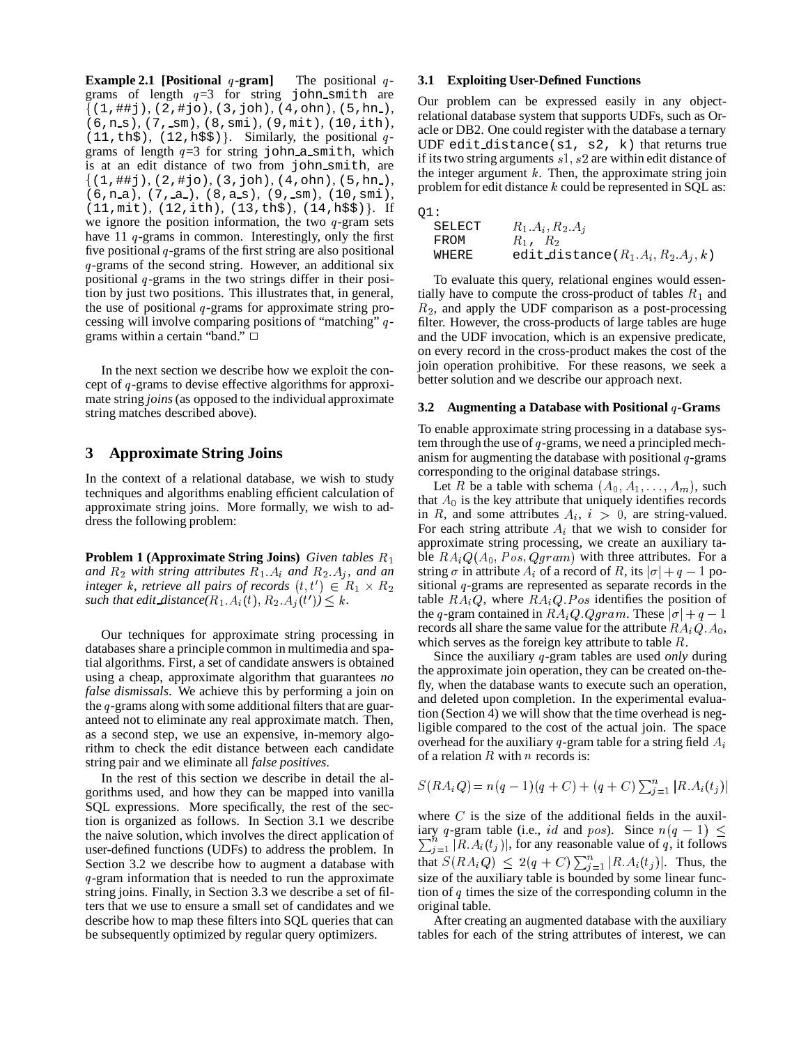**Example 2.1 [Positional $q$-gram]** The positional $q$-grams of length $q$=3 for string `john_smith` are {`(1,##j)`, `(2,#jo)`, `(3,joh)`, `(4,ohn)`, `(5,hn_)`, `(6,n_s)`, `(7,_sm)`, `(8,smi)`, `(9,mit)`, `(10,ith)`, `(11,th$)`, `(12,h$$)`}. Similarly, the positional $q$-grams of length $q$=3 for string `john_a_smith`, which is at an edit distance of two from `john_smith`, are {`(1,##j)`, `(2,#jo)`, `(3,joh)`, `(4,ohn)`, `(5,hn_)`, `(6,n_a)`, `(7,_a_)`, `(8,a_s)`, `(9,_sm)`, `(10,smi)`, `(11,mit)`, `(12,ith)`, `(13,th$)`, `(14,h$$)`}. If we ignore the position information, the two $q$-gram sets have 11 $q$-grams in common. Interestingly, only the first five positional $q$-grams of the first string are also positional $q$-grams of the second string. However, an additional six positional $q$-grams in the two strings differ in their position by just two positions. This illustrates that, in general, the use of positional $q$-grams for approximate string processing will involve comparing positions of "matching" $q$-grams within a certain "band." □

In the next section we describe how we exploit the concept of $q$-grams to devise effective algorithms for approximate string *joins* (as opposed to the individual approximate string matches described above).

# 3 Approximate String Joins

In the context of a relational database, we wish to study techniques and algorithms enabling efficient calculation of approximate string joins. More formally, we wish to address the following problem:

**Problem 1 (Approximate String Joins)** *Given tables $R_1$ and $R_2$ with string attributes $R_1.A_i$ and $R_2.A_j$, and an integer $k$, retrieve all pairs of records $(t, t') \in R_1 \times R_2$ such that edit_distance($R_1.A_i(t), R_2.A_j(t')$) $\leq k$.*

Our techniques for approximate string processing in databases share a principle common in multimedia and spatial algorithms. First, a set of candidate answers is obtained using a cheap, approximate algorithm that guarantees *no false dismissals*. We achieve this by performing a join on the $q$-grams along with some additional filters that are guaranteed not to eliminate any real approximate match. Then, as a second step, we use an expensive, in-memory algorithm to check the edit distance between each candidate string pair and we eliminate all *false positives*.

In the rest of this section we describe in detail the algorithms used, and how they can be mapped into vanilla SQL expressions. More specifically, the rest of the section is organized as follows. In Section 3.1 we describe the naive solution, which involves the direct application of user-defined functions (UDFs) to address the problem. In Section 3.2 we describe how to augment a database with $q$-gram information that is needed to run the approximate string joins. Finally, in Section 3.3 we describe a set of filters that we use to ensure a small set of candidates and we describe how to map these filters into SQL queries that can be subsequently optimized by regular query optimizers.

## 3.1 Exploiting User-Defined Functions

Our problem can be expressed easily in any object-relational database system that supports UDFs, such as Oracle or DB2. One could register with the database a ternary UDF `edit_distance(s1, s2, k)` that returns true if its two string arguments $s1, s2$ are within edit distance of the integer argument $k$. Then, the approximate string join problem for edit distance $k$ could be represented in SQL as:

```
Q1:
  SELECT   R1.Ai, R2.Aj
  FROM     R1, R2
  WHERE    edit_distance(R1.Ai, R2.Aj, k)
```

To evaluate this query, relational engines would essentially have to compute the cross-product of tables $R_1$ and $R_2$, and apply the UDF comparison as a post-processing filter. However, the cross-products of large tables are huge and the UDF invocation, which is an expensive predicate, on every record in the cross-product makes the cost of the join operation prohibitive. For these reasons, we seek a better solution and we describe our approach next.

## 3.2 Augmenting a Database with Positional $q$-Grams

To enable approximate string processing in a database system through the use of $q$-grams, we need a principled mechanism for augmenting the database with positional $q$-grams corresponding to the original database strings.

Let $R$ be a table with schema $(A_0, A_1, \ldots, A_m)$, such that $A_0$ is the key attribute that uniquely identifies records in $R$, and some attributes $A_i$, $i > 0$, are string-valued. For each string attribute $A_i$ that we wish to consider for approximate string processing, we create an auxiliary table $RA_iQ(A_0, Pos, Qgram)$ with three attributes. For a string $\sigma$ in attribute $A_i$ of a record of $R$, its $|\sigma| + q - 1$ positional $q$-grams are represented as separate records in the table $RA_iQ$, where $RA_iQ.Pos$ identifies the position of the $q$-gram contained in $RA_iQ.Qgram$. These $|\sigma| + q - 1$ records all share the same value for the attribute $RA_iQ.A_0$, which serves as the foreign key attribute to table $R$.

Since the auxiliary $q$-gram tables are used *only* during the approximate join operation, they can be created on-the-fly, when the database wants to execute such an operation, and deleted upon completion. In the experimental evaluation (Section 4) we will show that the time overhead is negligible compared to the cost of the actual join. The space overhead for the auxiliary $q$-gram table for a string field $A_i$ of a relation $R$ with $n$ records is:

$$S(RA_iQ) = n(q-1)(q+C) + (q+C)\sum_{j=1}^{n} |R.A_i(t_j)|$$

where $C$ is the size of the additional fields in the auxiliary $q$-gram table (i.e., $id$ and $pos$). Since $n(q-1) \leq \sum_{j=1}^{n} |R.A_i(t_j)|$, for any reasonable value of $q$, it follows that $S(RA_iQ) \leq 2(q+C)\sum_{j=1}^{n} |R.A_i(t_j)|$. Thus, the size of the auxiliary table is bounded by some linear function of $q$ times the size of the corresponding column in the original table.

After creating an augmented database with the auxiliary tables for each of the string attributes of interest, we can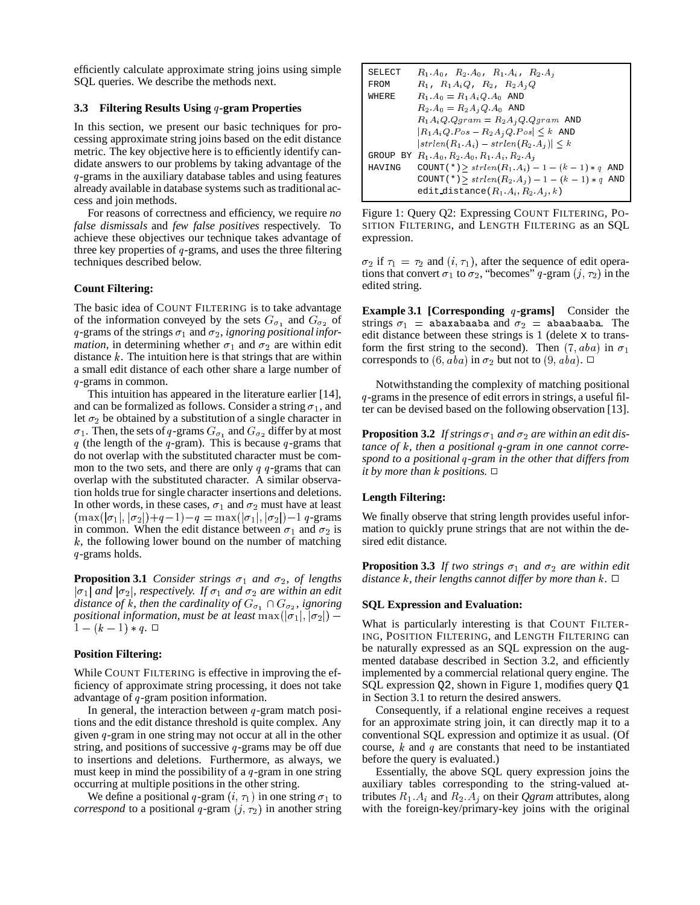efficiently calculate approximate string joins using simple SQL queries. We describe the methods next.

### 3.3 Filtering Results Using $q$-gram Properties

In this section, we present our basic techniques for processing approximate string joins based on the edit distance metric. The key objective here is to efficiently identify candidate answers to our problems by taking advantage of the $q$-grams in the auxiliary database tables and using features already available in database systems such as traditional access and join methods.

For reasons of correctness and efficiency, we require *no false dismissals* and *few false positives* respectively. To achieve these objectives our technique takes advantage of three key properties of $q$-grams, and uses the three filtering techniques described below.

#### Count Filtering:

The basic idea of COUNT FILTERING is to take advantage of the information conveyed by the sets $G_{\sigma_1}$ and $G_{\sigma_2}$ of $q$-grams of the strings $\sigma_1$ and $\sigma_2$, *ignoring positional information*, in determining whether $\sigma_1$ and $\sigma_2$ are within edit distance $k$. The intuition here is that strings that are within a small edit distance of each other share a large number of $q$-grams in common.

This intuition has appeared in the literature earlier [14], and can be formalized as follows. Consider a string $\sigma_1$, and let $\sigma_2$ be obtained by a substitution of a single character in $\sigma_1$. Then, the sets of $q$-grams $G_{\sigma_1}$ and $G_{\sigma_2}$ differ by at most $q$ (the length of the $q$-gram). This is because $q$-grams that do not overlap with the substituted character must be common to the two sets, and there are only $q$ $q$-grams that can overlap with the substituted character. A similar observation holds true for single character insertions and deletions. In other words, in these cases, $\sigma_1$ and $\sigma_2$ must have at least $(\max(|\sigma_1|, |\sigma_2|)+q-1)-q = \max(|\sigma_1|, |\sigma_2|)-1$ $q$-grams in common. When the edit distance between $\sigma_1$ and $\sigma_2$ is $k$, the following lower bound on the number of matching $q$-grams holds.

**Proposition 3.1** *Consider strings $\sigma_1$ and $\sigma_2$, of lengths $|\sigma_1|$ and $|\sigma_2|$, respectively. If $\sigma_1$ and $\sigma_2$ are within an edit distance of $k$, then the cardinality of $G_{\sigma_1} \cap G_{\sigma_2}$, ignoring positional information, must be at least $\max(|\sigma_1|, |\sigma_2|) - 1 - (k-1) * q$.* □

#### Position Filtering:

While COUNT FILTERING is effective in improving the efficiency of approximate string processing, it does not take advantage of $q$-gram position information.

In general, the interaction between $q$-gram match positions and the edit distance threshold is quite complex. Any given $q$-gram in one string may not occur at all in the other string, and positions of successive $q$-grams may be off due to insertions and deletions. Furthermore, as always, we must keep in mind the possibility of a $q$-gram in one string occurring at multiple positions in the other string.

We define a positional $q$-gram $(i, \tau_1)$ in one string $\sigma_1$ to *correspond* to a positional $q$-gram $(j, \tau_2)$ in another string $\sigma_2$ if $\tau_1 = \tau_2$ and $(i, \tau_1)$, after the sequence of edit operations that convert $\sigma_1$ to $\sigma_2$, "becomes" $q$-gram $(j, \tau_2)$ in the edited string.

**Example 3.1 [Corresponding $q$-grams]** Consider the strings $\sigma_1$ = `abaxabaaba` and $\sigma_2$ = `abaabaaba`. The edit distance between these strings is 1 (delete `x` to transform the first string to the second). Then $(7, aba)$ in $\sigma_1$ corresponds to $(6, aba)$ in $\sigma_2$ but not to $(9, aba)$. □

Notwithstanding the complexity of matching positional $q$-grams in the presence of edit errors in strings, a useful filter can be devised based on the following observation [13].

**Proposition 3.2** *If strings $\sigma_1$ and $\sigma_2$ are within an edit distance of $k$, then a positional $q$-gram in one cannot correspond to a positional $q$-gram in the other that differs from it by more than $k$ positions.* □

#### Length Filtering:

We finally observe that string length provides useful information to quickly prune strings that are not within the desired edit distance.

**Proposition 3.3** *If two strings $\sigma_1$ and $\sigma_2$ are within edit distance $k$, their lengths cannot differ by more than $k$.* □

#### SQL Expression and Evaluation:

```
SELECT    R1.A0, R2.A0, R1.Ai, R2.Aj
FROM      R1, R1AiQ, R2, R2AjQ
WHERE     R1.A0 = R1AiQ.A0 AND
          R2.A0 = R2AjQ.A0 AND
          R1AiQ.Qgram = R2AjQ.Qgram AND
          |R1AiQ.Pos - R2AjQ.Pos| <= k AND
          |strlen(R1.Ai) - strlen(R2.Aj)| <= k
GROUP BY  R1.A0, R2.A0, R1.Ai, R2.Aj
HAVING    COUNT(*) >= strlen(R1.Ai) - 1 - (k - 1) * q AND
          COUNT(*) >= strlen(R2.Aj) - 1 - (k - 1) * q AND
          edit_distance(R1.Ai, R2.Aj, k)
```

Figure 1: Query Q2: Expressing COUNT FILTERING, POSITION FILTERING, and LENGTH FILTERING as an SQL expression.

What is particularly interesting is that COUNT FILTERING, POSITION FILTERING, and LENGTH FILTERING can be naturally expressed as an SQL expression on the augmented database described in Section 3.2, and efficiently implemented by a commercial relational query engine. The SQL expression Q2, shown in Figure 1, modifies query Q1 in Section 3.1 to return the desired answers.

Consequently, if a relational engine receives a request for an approximate string join, it can directly map it to a conventional SQL expression and optimize it as usual. (Of course, $k$ and $q$ are constants that need to be instantiated before the query is evaluated.)

Essentially, the above SQL query expression joins the auxiliary tables corresponding to the string-valued attributes $R_1.A_i$ and $R_2.A_j$ on their *Qgram* attributes, along with the foreign-key/primary-key joins with the original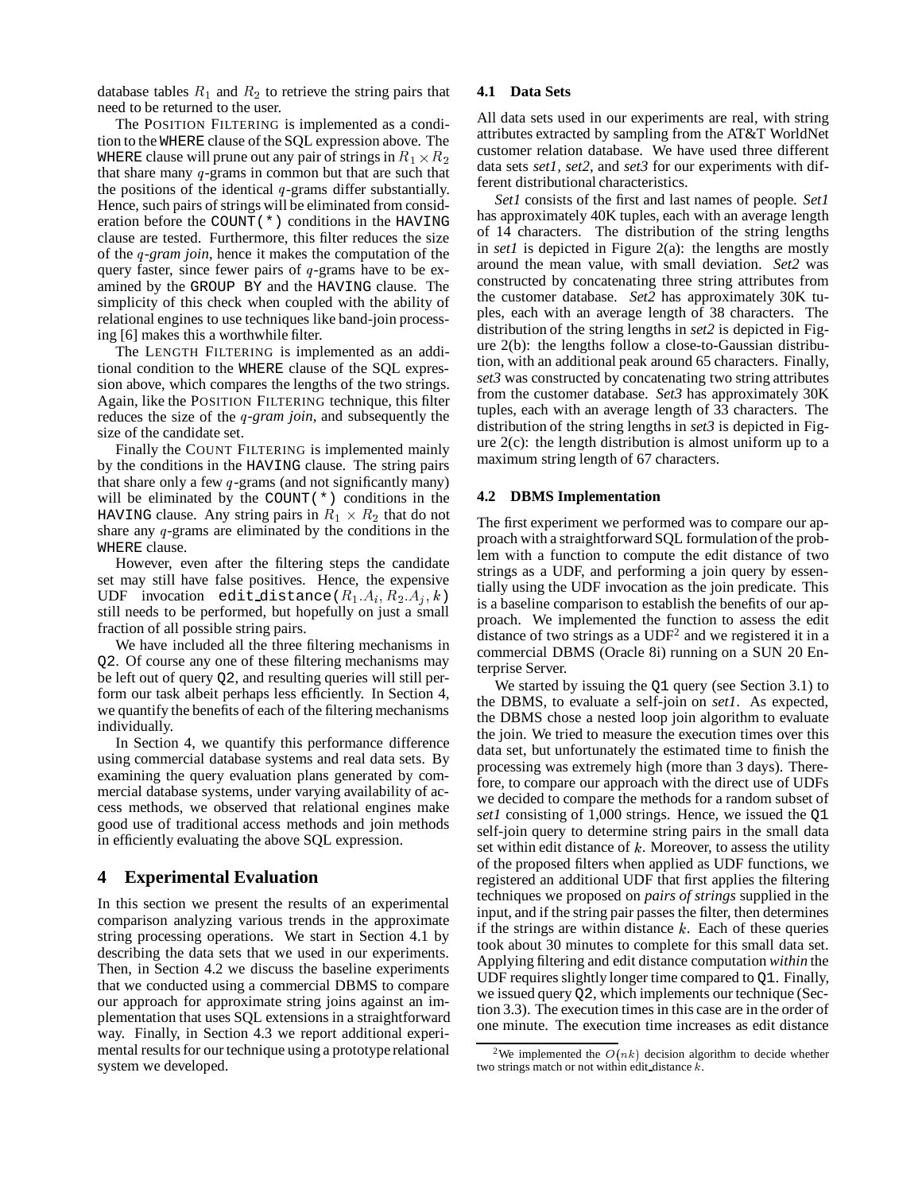database tables $R_1$ and $R_2$ to retrieve the string pairs that need to be returned to the user.

The POSITION FILTERING is implemented as a condition to the WHERE clause of the SQL expression above. The WHERE clause will prune out any pair of strings in $R_1 \times R_2$ that share many $q$-grams in common but that are such that the positions of the identical $q$-grams differ substantially. Hence, such pairs of strings will be eliminated from consideration before the COUNT(*) conditions in the HAVING clause are tested. Furthermore, this filter reduces the size of the *q-gram join*, hence it makes the computation of the query faster, since fewer pairs of $q$-grams have to be examined by the GROUP BY and the HAVING clause. The simplicity of this check when coupled with the ability of relational engines to use techniques like band-join processing [6] makes this a worthwhile filter.

The LENGTH FILTERING is implemented as an additional condition to the WHERE clause of the SQL expression above, which compares the lengths of the two strings. Again, like the POSITION FILTERING technique, this filter reduces the size of the *q-gram join*, and subsequently the size of the candidate set.

Finally the COUNT FILTERING is implemented mainly by the conditions in the HAVING clause. The string pairs that share only a few $q$-grams (and not significantly many) will be eliminated by the COUNT(*) conditions in the HAVING clause. Any string pairs in $R_1 \times R_2$ that do not share any $q$-grams are eliminated by the conditions in the WHERE clause.

However, even after the filtering steps the candidate set may still have false positives. Hence, the expensive UDF invocation edit_distance($R_1.A_i, R_2.A_j, k$) still needs to be performed, but hopefully on just a small fraction of all possible string pairs.

We have included all the three filtering mechanisms in Q2. Of course any one of these filtering mechanisms may be left out of query Q2, and resulting queries will still perform our task albeit perhaps less efficiently. In Section 4, we quantify the benefits of each of the filtering mechanisms individually.

In Section 4, we quantify this performance difference using commercial database systems and real data sets. By examining the query evaluation plans generated by commercial database systems, under varying availability of access methods, we observed that relational engines make good use of traditional access methods and join methods in efficiently evaluating the above SQL expression.

# 4 Experimental Evaluation

In this section we present the results of an experimental comparison analyzing various trends in the approximate string processing operations. We start in Section 4.1 by describing the data sets that we used in our experiments. Then, in Section 4.2 we discuss the baseline experiments that we conducted using a commercial DBMS to compare our approach for approximate string joins against an implementation that uses SQL extensions in a straightforward way. Finally, in Section 4.3 we report additional experimental results for our technique using a prototype relational system we developed.

## 4.1 Data Sets

All data sets used in our experiments are real, with string attributes extracted by sampling from the AT&T WorldNet customer relation database. We have used three different data sets *set1*, *set2*, and *set3* for our experiments with different distributional characteristics.

*Set1* consists of the first and last names of people. *Set1* has approximately 40K tuples, each with an average length of 14 characters. The distribution of the string lengths in *set1* is depicted in Figure 2(a): the lengths are mostly around the mean value, with small deviation. *Set2* was constructed by concatenating three string attributes from the customer database. *Set2* has approximately 30K tuples, each with an average length of 38 characters. The distribution of the string lengths in *set2* is depicted in Figure 2(b): the lengths follow a close-to-Gaussian distribution, with an additional peak around 65 characters. Finally, *set3* was constructed by concatenating two string attributes from the customer database. *Set3* has approximately 30K tuples, each with an average length of 33 characters. The distribution of the string lengths in *set3* is depicted in Figure 2(c): the length distribution is almost uniform up to a maximum string length of 67 characters.

## 4.2 DBMS Implementation

The first experiment we performed was to compare our approach with a straightforward SQL formulation of the problem with a function to compute the edit distance of two strings as a UDF, and performing a join query by essentially using the UDF invocation as the join predicate. This is a baseline comparison to establish the benefits of our approach. We implemented the function to assess the edit distance of two strings as a UDF[2] and we registered it in a commercial DBMS (Oracle 8i) running on a SUN 20 Enterprise Server.

We started by issuing the Q1 query (see Section 3.1) to the DBMS, to evaluate a self-join on *set1*. As expected, the DBMS chose a nested loop join algorithm to evaluate the join. We tried to measure the execution times over this data set, but unfortunately the estimated time to finish the processing was extremely high (more than 3 days). Therefore, to compare our approach with the direct use of UDFs we decided to compare the methods for a random subset of *set1* consisting of 1,000 strings. Hence, we issued the Q1 self-join query to determine string pairs in the small data set within edit distance of $k$. Moreover, to assess the utility of the proposed filters when applied as UDF functions, we registered an additional UDF that first applies the filtering techniques we proposed on *pairs of strings* supplied in the input, and if the string pair passes the filter, then determines if the strings are within distance $k$. Each of these queries took about 30 minutes to complete for this small data set. Applying filtering and edit distance computation *within* the UDF requires slightly longer time compared to Q1. Finally, we issued query Q2, which implements our technique (Section 3.3). The execution times in this case are in the order of one minute. The execution time increases as edit distance

[2] We implemented the $O(nk)$ decision algorithm to decide whether two strings match or not within edit_distance $k$.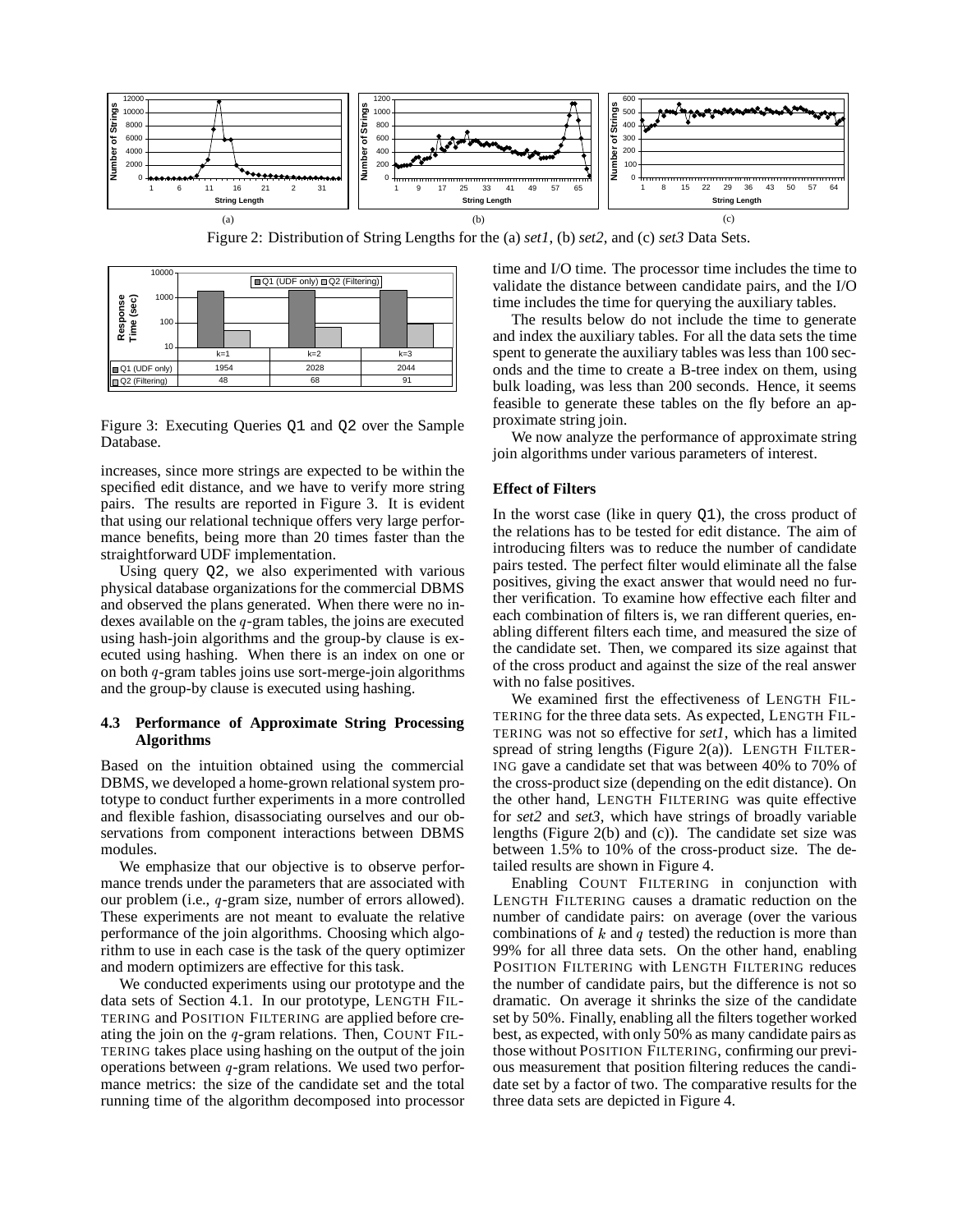Figure 2: Distribution of String Lengths for the (a) *set1*, (b) *set2*, and (c) *set3* Data Sets.

| | k=1 | k=2 | k=3 |
|---|---|---|---|
| Q1 (UDF only) | 1954 | 2028 | 2044 |
| Q2 (Filtering) | 48 | 68 | 91 |

Figure 3: Executing Queries Q1 and Q2 over the Sample Database.

increases, since more strings are expected to be within the specified edit distance, and we have to verify more string pairs. The results are reported in Figure 3. It is evident that using our relational technique offers very large performance benefits, being more than 20 times faster than the straightforward UDF implementation.

Using query Q2, we also experimented with various physical database organizations for the commercial DBMS and observed the plans generated. When there were no indexes available on the $q$-gram tables, the joins are executed using hash-join algorithms and the group-by clause is executed using hashing. When there is an index on one or on both $q$-gram tables joins use sort-merge-join algorithms and the group-by clause is executed using hashing.

### 4.3 Performance of Approximate String Processing Algorithms

Based on the intuition obtained using the commercial DBMS, we developed a home-grown relational system prototype to conduct further experiments in a more controlled and flexible fashion, disassociating ourselves and our observations from component interactions between DBMS modules.

We emphasize that our objective is to observe performance trends under the parameters that are associated with our problem (i.e., $q$-gram size, number of errors allowed). These experiments are not meant to evaluate the relative performance of the join algorithms. Choosing which algorithm to use in each case is the task of the query optimizer and modern optimizers are effective for this task.

We conducted experiments using our prototype and the data sets of Section 4.1. In our prototype, LENGTH FILTERING and POSITION FILTERING are applied before creating the join on the $q$-gram relations. Then, COUNT FILTERING takes place using hashing on the output of the join operations between $q$-gram relations. We used two performance metrics: the size of the candidate set and the total running time of the algorithm decomposed into processor time and I/O time. The processor time includes the time to validate the distance between candidate pairs, and the I/O time includes the time for querying the auxiliary tables.

The results below do not include the time to generate and index the auxiliary tables. For all the data sets the time spent to generate the auxiliary tables was less than 100 seconds and the time to create a B-tree index on them, using bulk loading, was less than 200 seconds. Hence, it seems feasible to generate these tables on the fly before an approximate string join.

We now analyze the performance of approximate string join algorithms under various parameters of interest.

#### Effect of Filters

In the worst case (like in query Q1), the cross product of the relations has to be tested for edit distance. The aim of introducing filters was to reduce the number of candidate pairs tested. The perfect filter would eliminate all the false positives, giving the exact answer that would need no further verification. To examine how effective each filter and each combination of filters is, we ran different queries, enabling different filters each time, and measured the size of the candidate set. Then, we compared its size against that of the cross product and against the size of the real answer with no false positives.

We examined first the effectiveness of LENGTH FILTERING for the three data sets. As expected, LENGTH FILTERING was not so effective for *set1*, which has a limited spread of string lengths (Figure 2(a)). LENGTH FILTERING gave a candidate set that was between 40% to 70% of the cross-product size (depending on the edit distance). On the other hand, LENGTH FILTERING was quite effective for *set2* and *set3*, which have strings of broadly variable lengths (Figure 2(b) and (c)). The candidate set size was between 1.5% to 10% of the cross-product size. The detailed results are shown in Figure 4.

Enabling COUNT FILTERING in conjunction with LENGTH FILTERING causes a dramatic reduction on the number of candidate pairs: on average (over the various combinations of $k$ and $q$ tested) the reduction is more than 99% for all three data sets. On the other hand, enabling POSITION FILTERING with LENGTH FILTERING reduces the number of candidate pairs, but the difference is not so dramatic. On average it shrinks the size of the candidate set by 50%. Finally, enabling all the filters together worked best, as expected, with only 50% as many candidate pairs as those without POSITION FILTERING, confirming our previous measurement that position filtering reduces the candidate set by a factor of two. The comparative results for the three data sets are depicted in Figure 4.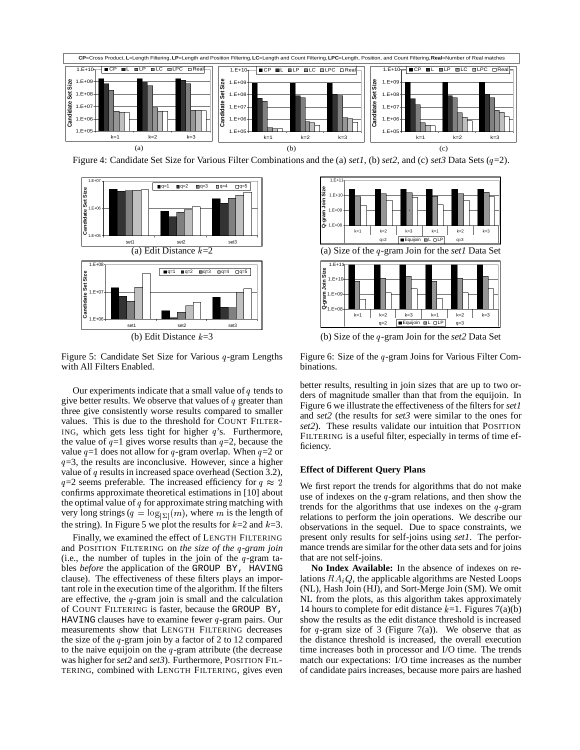CP=Cross Product, L=Length Filtering, LP=Length and Position Filtering, LC=Length and Count Filtering, LPC=Length, Position, and Count Filtering, Real=Number of Real matches

Figure 4: Candidate Set Size for Various Filter Combinations and the (a) *set1*, (b) *set2*, and (c) *set3* Data Sets ($q$=2).

(a) Edit Distance $k$=2

(b) Edit Distance $k$=3

Figure 5: Candidate Set Size for Various $q$-gram Lengths with All Filters Enabled.

(a) Size of the $q$-gram Join for the *set1* Data Set

(b) Size of the $q$-gram Join for the *set2* Data Set

Figure 6: Size of the $q$-gram Joins for Various Filter Combinations.

Our experiments indicate that a small value of $q$ tends to give better results. We observe that values of $q$ greater than three give consistently worse results compared to smaller values. This is due to the threshold for COUNT FILTERING, which gets less tight for higher $q$'s. Furthermore, the value of $q$=1 gives worse results than $q$=2, because the value $q$=1 does not allow for $q$-gram overlap. When $q$=2 or $q$=3, the results are inconclusive. However, since a higher value of $q$ results in increased space overhead (Section 3.2), $q$=2 seems preferable. The increased efficiency for $q \approx 2$ confirms approximate theoretical estimations in [10] about the optimal value of $q$ for approximate string matching with very long strings ($q = \log_{|\Sigma|}(m)$, where $m$ is the length of the string). In Figure 5 we plot the results for $k$=2 and $k$=3.

Finally, we examined the effect of LENGTH FILTERING and POSITION FILTERING on *the size of the $q$-gram join* (i.e., the number of tuples in the join of the $q$-gram tables *before* the application of the GROUP BY, HAVING clause). The effectiveness of these filters plays an important role in the execution time of the algorithm. If the filters are effective, the $q$-gram join is small and the calculation of COUNT FILTERING is faster, because the GROUP BY, HAVING clauses have to examine fewer $q$-gram pairs. Our measurements show that LENGTH FILTERING decreases the size of the $q$-gram join by a factor of 2 to 12 compared to the naive equijoin on the $q$-gram attribute (the decrease was higher for *set2* and *set3*). Furthermore, POSITION FILTERING, combined with LENGTH FILTERING, gives even better results, resulting in join sizes that are up to two orders of magnitude smaller than that from the equijoin. In Figure 6 we illustrate the effectiveness of the filters for *set1* and *set2* (the results for *set3* were similar to the ones for *set2*). These results validate our intuition that POSITION FILTERING is a useful filter, especially in terms of time efficiency.

**Effect of Different Query Plans**

We first report the trends for algorithms that do not make use of indexes on the $q$-gram relations, and then show the trends for the algorithms that use indexes on the $q$-gram relations to perform the join operations. We describe our observations in the sequel. Due to space constraints, we present only results for self-joins using *set1*. The performance trends are similar for the other data sets and for joins that are not self-joins.

**No Index Available:** In the absence of indexes on relations $RA_iQ$, the applicable algorithms are Nested Loops (NL), Hash Join (HJ), and Sort-Merge Join (SM). We omit NL from the plots, as this algorithm takes approximately 14 hours to complete for edit distance $k$=1. Figures 7(a)(b) show the results as the edit distance threshold is increased for $q$-gram size of 3 (Figure 7(a)). We observe that as the distance threshold is increased, the overall execution time increases both in processor and I/O time. The trends match our expectations: I/O time increases as the number of candidate pairs increases, because more pairs are hashed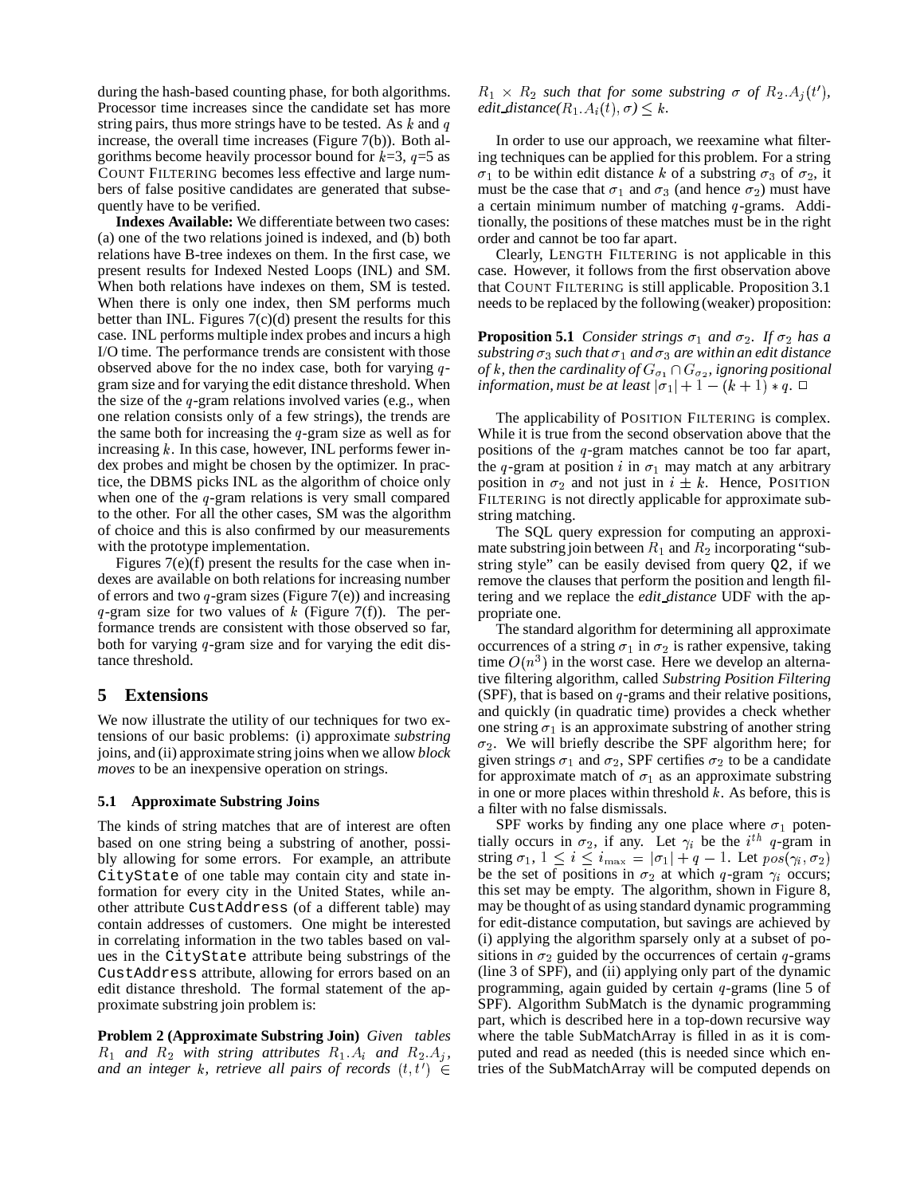during the hash-based counting phase, for both algorithms. Processor time increases since the candidate set has more string pairs, thus more strings have to be tested. As $k$ and $q$ increase, the overall time increases (Figure 7(b)). Both algorithms become heavily processor bound for $k$=3, $q$=5 as COUNT FILTERING becomes less effective and large numbers of false positive candidates are generated that subsequently have to be verified.

**Indexes Available:** We differentiate between two cases: (a) one of the two relations joined is indexed, and (b) both relations have B-tree indexes on them. In the first case, we present results for Indexed Nested Loops (INL) and SM. When both relations have indexes on them, SM is tested. When there is only one index, then SM performs much better than INL. Figures 7(c)(d) present the results for this case. INL performs multiple index probes and incurs a high I/O time. The performance trends are consistent with those observed above for the no index case, both for varying $q$-gram size and for varying the edit distance threshold. When the size of the $q$-gram relations involved varies (e.g., when one relation consists only of a few strings), the trends are the same both for increasing the $q$-gram size as well as for increasing $k$. In this case, however, INL performs fewer index probes and might be chosen by the optimizer. In practice, the DBMS picks INL as the algorithm of choice only when one of the $q$-gram relations is very small compared to the other. For all the other cases, SM was the algorithm of choice and this is also confirmed by our measurements with the prototype implementation.

Figures 7(e)(f) present the results for the case when indexes are available on both relations for increasing number of errors and two $q$-gram sizes (Figure 7(e)) and increasing $q$-gram size for two values of $k$ (Figure 7(f)). The performance trends are consistent with those observed so far, both for varying $q$-gram size and for varying the edit distance threshold.

## 5 Extensions

We now illustrate the utility of our techniques for two extensions of our basic problems: (i) approximate *substring* joins, and (ii) approximate string joins when we allow *block moves* to be an inexpensive operation on strings.

### 5.1 Approximate Substring Joins

The kinds of string matches that are of interest are often based on one string being a substring of another, possibly allowing for some errors. For example, an attribute `CityState` of one table may contain city and state information for every city in the United States, while another attribute `CustAddress` (of a different table) may contain addresses of customers. One might be interested in correlating information in the two tables based on values in the `CityState` attribute being substrings of the `CustAddress` attribute, allowing for errors based on an edit distance threshold. The formal statement of the approximate substring join problem is:

**Problem 2 (Approximate Substring Join)** *Given tables $R_1$ and $R_2$ with string attributes $R_1.A_i$ and $R_2.A_j$, and an integer $k$, retrieve all pairs of records $(t, t') \in R_1 \times R_2$ such that for some substring $\sigma$ of $R_2.A_j(t')$, edit_distance($R_1.A_i(t), \sigma$) $\leq k$.*

In order to use our approach, we reexamine what filtering techniques can be applied for this problem. For a string $\sigma_1$ to be within edit distance $k$ of a substring $\sigma_3$ of $\sigma_2$, it must be the case that $\sigma_1$ and $\sigma_3$ (and hence $\sigma_2$) must have a certain minimum number of matching $q$-grams. Additionally, the positions of these matches must be in the right order and cannot be too far apart.

Clearly, LENGTH FILTERING is not applicable in this case. However, it follows from the first observation above that COUNT FILTERING is still applicable. Proposition 3.1 needs to be replaced by the following (weaker) proposition:

**Proposition 5.1** *Consider strings $\sigma_1$ and $\sigma_2$. If $\sigma_2$ has a substring $\sigma_3$ such that $\sigma_1$ and $\sigma_3$ are within an edit distance of $k$, then the cardinality of $G_{\sigma_1} \cap G_{\sigma_2}$, ignoring positional information, must be at least $|\sigma_1| + 1 - (k+1) * q$.* □

The applicability of POSITION FILTERING is complex. While it is true from the second observation above that the positions of the $q$-gram matches cannot be too far apart, the $q$-gram at position $i$ in $\sigma_1$ may match at any arbitrary position in $\sigma_2$ and not just in $i \pm k$. Hence, POSITION FILTERING is not directly applicable for approximate substring matching.

The SQL query expression for computing an approximate substring join between $R_1$ and $R_2$ incorporating "substring style" can be easily devised from query Q2, if we remove the clauses that perform the position and length filtering and we replace the *edit_distance* UDF with the appropriate one.

The standard algorithm for determining all approximate occurrences of a string $\sigma_1$ in $\sigma_2$ is rather expensive, taking time $O(n^3)$ in the worst case. Here we develop an alternative filtering algorithm, called *Substring Position Filtering* (SPF), that is based on $q$-grams and their relative positions, and quickly (in quadratic time) provides a check whether one string $\sigma_1$ is an approximate substring of another string $\sigma_2$. We will briefly describe the SPF algorithm here; for given strings $\sigma_1$ and $\sigma_2$, SPF certifies $\sigma_2$ to be a candidate for approximate match of $\sigma_1$ as an approximate substring in one or more places within threshold $k$. As before, this is a filter with no false dismissals.

SPF works by finding any one place where $\sigma_1$ potentially occurs in $\sigma_2$, if any. Let $\gamma_i$ be the $i^{th}$ $q$-gram in string $\sigma_1$, $1 \leq i \leq i_{\max} = |\sigma_1| + q - 1$. Let $pos(\gamma_i, \sigma_2)$ be the set of positions in $\sigma_2$ at which $q$-gram $\gamma_i$ occurs; this set may be empty. The algorithm, shown in Figure 8, may be thought of as using standard dynamic programming for edit-distance computation, but savings are achieved by (i) applying the algorithm sparsely only at a subset of positions in $\sigma_2$ guided by the occurrences of certain $q$-grams (line 3 of SPF), and (ii) applying only part of the dynamic programming, again guided by certain $q$-grams (line 5 of SPF). Algorithm SubMatch is the dynamic programming part, which is described here in a top-down recursive way where the table SubMatchArray is filled in as it is computed and read as needed (this is needed since which entries of the SubMatchArray will be computed depends on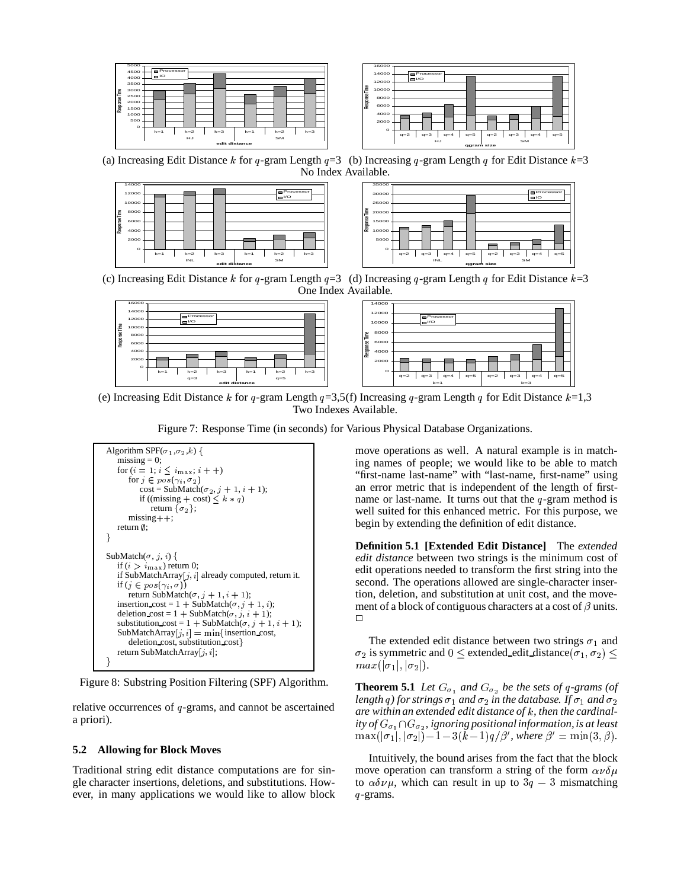(a) Increasing Edit Distance $k$ for $q$-gram Length $q$=3 (b) Increasing $q$-gram Length $q$ for Edit Distance $k$=3
No Index Available.

(c) Increasing Edit Distance $k$ for $q$-gram Length $q$=3 (d) Increasing $q$-gram Length $q$ for Edit Distance $k$=3
One Index Available.

(e) Increasing Edit Distance $k$ for $q$-gram Length $q$=3,5(f) Increasing $q$-gram Length $q$ for Edit Distance $k$=1,3
Two Indexes Available.

Figure 7: Response Time (in seconds) for Various Physical Database Organizations.

```
Algorithm SPF(σ1,σ2,k) {
    missing = 0;
    for (i = 1; i ≤ i_max; i++)
        for j ∈ pos(γ_i, σ2)
            cost = SubMatch(σ2, j+1, i+1);
            if ((missing + cost) ≤ k * q)
                return {σ2};
        missing++;
    return ∅;
}

SubMatch(σ, j, i) {
    if (i > i_max) return 0;
    if SubMatchArray[j, i] already computed, return it.
    if (j ∈ pos(γ_i, σ))
        return SubMatch(σ, j+1, i+1);
    insertion_cost = 1 + SubMatch(σ, j+1, i);
    deletion_cost = 1 + SubMatch(σ, j, i+1);
    substitution_cost = 1 + SubMatch(σ, j+1, i+1);
    SubMatchArray[j, i] = min{insertion_cost,
        deletion_cost, substitution_cost}
    return SubMatchArray[j, i];
}
```

Figure 8: Substring Position Filtering (SPF) Algorithm.

relative occurrences of $q$-grams, and cannot be ascertained a priori).

### 5.2 Allowing for Block Moves

Traditional string edit distance computations are for single character insertions, deletions, and substitutions. However, in many applications we would like to allow block move operations as well. A natural example is in matching names of people; we would like to be able to match "first-name last-name" with "last-name, first-name" using an error metric that is independent of the length of first-name or last-name. It turns out that the $q$-gram method is well suited for this enhanced metric. For this purpose, we begin by extending the definition of edit distance.

**Definition 5.1 [Extended Edit Distance]** The *extended edit distance* between two strings is the minimum cost of edit operations needed to transform the first string into the second. The operations allowed are single-character insertion, deletion, and substitution at unit cost, and the movement of a block of contiguous characters at a cost of $\beta$ units. $\square$

The extended edit distance between two strings $\sigma_1$ and $\sigma_2$ is symmetric and $0 \leq \text{extended\_edit\_distance}(\sigma_1, \sigma_2) \leq max(|\sigma_1|, |\sigma_2|)$.

**Theorem 5.1** *Let $G_{\sigma_1}$ and $G_{\sigma_2}$ be the sets of $q$-grams (of length $q$) for strings $\sigma_1$ and $\sigma_2$ in the database. If $\sigma_1$ and $\sigma_2$ are within an extended edit distance of $k$, then the cardinality of $G_{\sigma_1} \cap G_{\sigma_2}$, ignoring positional information, is at least $\max(|\sigma_1|, |\sigma_2|) - 1 - 3(k-1)q/\beta'$, where $\beta' = \min(3, \beta)$.*

Intuitively, the bound arises from the fact that the block move operation can transform a string of the form $\alpha\nu\delta\mu$ to $\alpha\delta\nu\mu$, which can result in up to $3q - 3$ mismatching $q$-grams.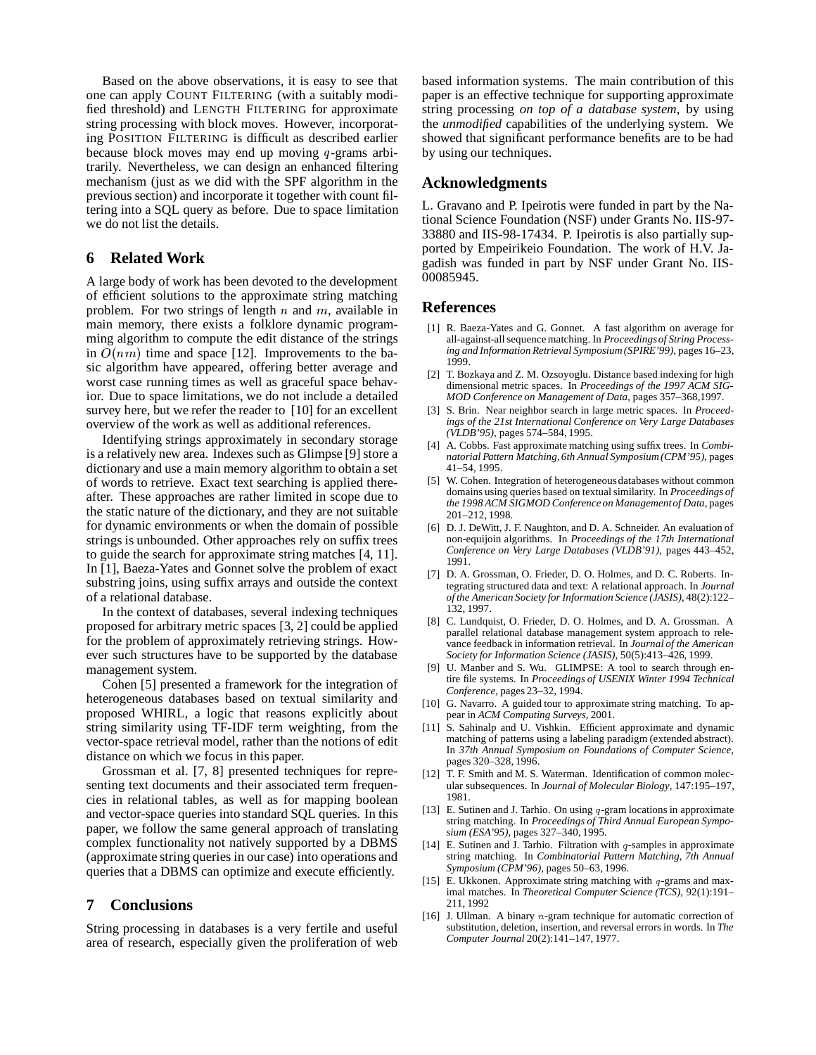Based on the above observations, it is easy to see that one can apply COUNT FILTERING (with a suitably modified threshold) and LENGTH FILTERING for approximate string processing with block moves. However, incorporating POSITION FILTERING is difficult as described earlier because block moves may end up moving $q$-grams arbitrarily. Nevertheless, we can design an enhanced filtering mechanism (just as we did with the SPF algorithm in the previous section) and incorporate it together with count filtering into a SQL query as before. Due to space limitation we do not list the details.

## 6 Related Work

A large body of work has been devoted to the development of efficient solutions to the approximate string matching problem. For two strings of length $n$ and $m$, available in main memory, there exists a folklore dynamic programming algorithm to compute the edit distance of the strings in $O(nm)$ time and space [12]. Improvements to the basic algorithm have appeared, offering better average and worst case running times as well as graceful space behavior. Due to space limitations, we do not include a detailed survey here, but we refer the reader to [10] for an excellent overview of the work as well as additional references.

Identifying strings approximately in secondary storage is a relatively new area. Indexes such as Glimpse [9] store a dictionary and use a main memory algorithm to obtain a set of words to retrieve. Exact text searching is applied thereafter. These approaches are rather limited in scope due to the static nature of the dictionary, and they are not suitable for dynamic environments or when the domain of possible strings is unbounded. Other approaches rely on suffix trees to guide the search for approximate string matches [4, 11]. In [1], Baeza-Yates and Gonnet solve the problem of exact substring joins, using suffix arrays and outside the context of a relational database.

In the context of databases, several indexing techniques proposed for arbitrary metric spaces [3, 2] could be applied for the problem of approximately retrieving strings. However such structures have to be supported by the database management system.

Cohen [5] presented a framework for the integration of heterogeneous databases based on textual similarity and proposed WHIRL, a logic that reasons explicitly about string similarity using TF-IDF term weighting, from the vector-space retrieval model, rather than the notions of edit distance on which we focus in this paper.

Grossman et al. [7, 8] presented techniques for representing text documents and their associated term frequencies in relational tables, as well as for mapping boolean and vector-space queries into standard SQL queries. In this paper, we follow the same general approach of translating complex functionality not natively supported by a DBMS (approximate string queries in our case) into operations and queries that a DBMS can optimize and execute efficiently.

## 7 Conclusions

String processing in databases is a very fertile and useful area of research, especially given the proliferation of web based information systems. The main contribution of this paper is an effective technique for supporting approximate string processing *on top of a database system*, by using the *unmodified* capabilities of the underlying system. We showed that significant performance benefits are to be had by using our techniques.

## Acknowledgments

L. Gravano and P. Ipeirotis were funded in part by the National Science Foundation (NSF) under Grants No. IIS-97-33880 and IIS-98-17434. P. Ipeirotis is also partially supported by Empeirikeio Foundation. The work of H.V. Jagadish was funded in part by NSF under Grant No. IIS-00085945.

## References

[1] R. Baeza-Yates and G. Gonnet. A fast algorithm on average for all-against-all sequence matching. In *Proceedings of String Processing and Information Retrieval Symposium (SPIRE'99)*, pages 16–23, 1999.

[2] T. Bozkaya and Z. M. Ozsoyoglu. Distance based indexing for high dimensional metric spaces. In *Proceedings of the 1997 ACM SIGMOD Conference on Management of Data*, pages 357–368,1997.

[3] S. Brin. Near neighbor search in large metric spaces. In *Proceedings of the 21st International Conference on Very Large Databases (VLDB'95)*, pages 574–584, 1995.

[4] A. Cobbs. Fast approximate matching using suffix trees. In *Combinatorial Pattern Matching, 6th Annual Symposium (CPM'95)*, pages 41–54, 1995.

[5] W. Cohen. Integration of heterogeneous databases without common domains using queries based on textual similarity. In *Proceedings of the 1998 ACM SIGMOD Conference on Management of Data*, pages 201–212, 1998.

[6] D. J. DeWitt, J. F. Naughton, and D. A. Schneider. An evaluation of non-equijoin algorithms. In *Proceedings of the 17th International Conference on Very Large Databases (VLDB'91)*, pages 443–452, 1991.

[7] D. A. Grossman, O. Frieder, D. O. Holmes, and D. C. Roberts. Integrating structured data and text: A relational approach. In *Journal of the American Society for Information Science (JASIS)*, 48(2):122–132, 1997.

[8] C. Lundquist, O. Frieder, D. O. Holmes, and D. A. Grossman. A parallel relational database management system approach to relevance feedback in information retrieval. In *Journal of the American Society for Information Science (JASIS)*, 50(5):413–426, 1999.

[9] U. Manber and S. Wu. GLIMPSE: A tool to search through entire file systems. In *Proceedings of USENIX Winter 1994 Technical Conference*, pages 23–32, 1994.

[10] G. Navarro. A guided tour to approximate string matching. To appear in *ACM Computing Surveys*, 2001.

[11] S. Sahinalp and U. Vishkin. Efficient approximate and dynamic matching of patterns using a labeling paradigm (extended abstract). In *37th Annual Symposium on Foundations of Computer Science*, pages 320–328, 1996.

[12] T. F. Smith and M. S. Waterman. Identification of common molecular subsequences. In *Journal of Molecular Biology*, 147:195–197, 1981.

[13] E. Sutinen and J. Tarhio. On using $q$-gram locations in approximate string matching. In *Proceedings of Third Annual European Symposium (ESA'95)*, pages 327–340, 1995.

[14] E. Sutinen and J. Tarhio. Filtration with $q$-samples in approximate string matching. In *Combinatorial Pattern Matching, 7th Annual Symposium (CPM'96)*, pages 50–63, 1996.

[15] E. Ukkonen. Approximate string matching with $q$-grams and maximal matches. In *Theoretical Computer Science (TCS)*, 92(1):191–211, 1992

[16] J. Ullman. A binary $n$-gram technique for automatic correction of substitution, deletion, insertion, and reversal errors in words. In *The Computer Journal* 20(2):141–147, 1977.